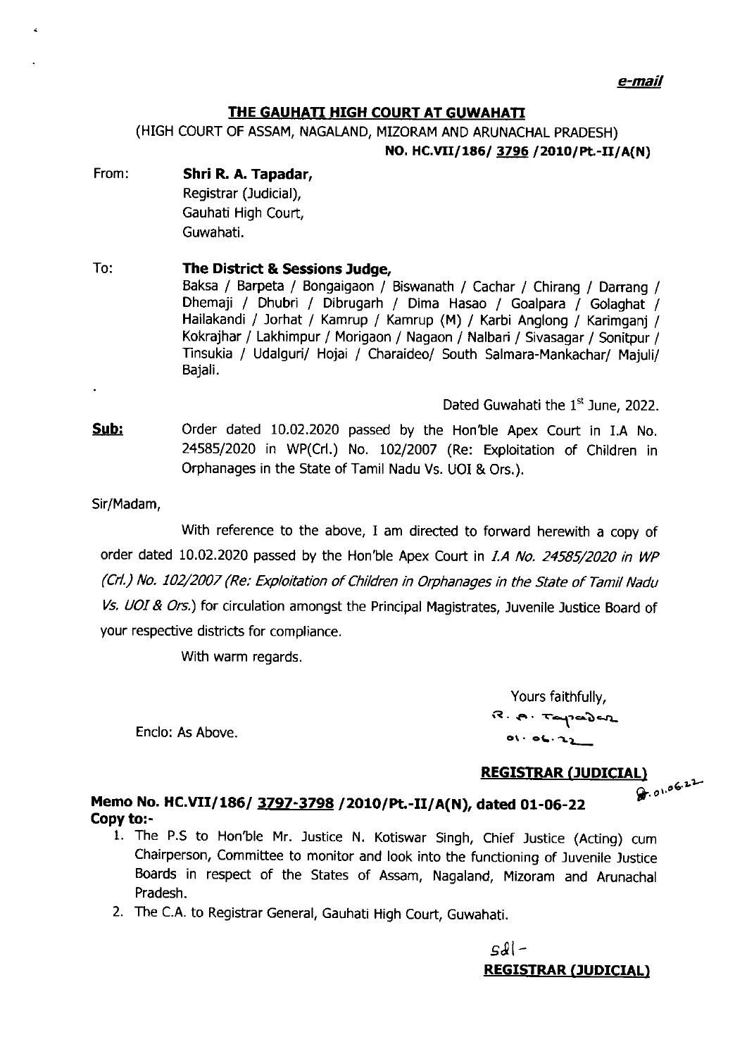*e-mail*

**THE GAUHATI HIGH COURT AT GUWAHATI**

(HIGH COURT OF ASSAM, NAGALAND, MIZORAM AND ARUNACHAL PRADESH)

**NO. HC.VII/186/ 3796 /2010/Pt.-II/A(N)**

From: **Shri R. A. Tapadar,**
Registrar (Judicial),
Gauhati High Court,
Guwahati.

To: **The District & Sessions Judge,**
Baksa / Barpeta / Bongaigaon / Biswanath / Cachar / Chirang / Darrang / Dhemaji / Dhubri / Dibrugarh / Dima Hasao / Goalpara / Golaghat / Hailakandi / Jorhat / Kamrup / Kamrup (M) / Karbi Anglong / Karimganj / Kokrajhar / Lakhimpur / Morigaon / Nagaon / Nalbari / Sivasagar / Sonitpur / Tinsukia / Udalguri/ Hojai / Charaideo/ South Salmara-Mankachar/ Majuli/ Bajali.

Dated Guwahati the 1st June, 2022.

**Sub:** Order dated 10.02.2020 passed by the Hon'ble Apex Court in I.A No. 24585/2020 in WP(Crl.) No. 102/2007 (Re: Exploitation of Children in Orphanages in the State of Tamil Nadu Vs. UOI & Ors.).

Sir/Madam,

With reference to the above, I am directed to forward herewith a copy of order dated 10.02.2020 passed by the Hon'ble Apex Court in *I.A No. 24585/2020 in WP (Crl.) No. 102/2007 (Re: Exploitation of Children in Orphanages in the State of Tamil Nadu Vs. UOI & Ors.)* for circulation amongst the Principal Magistrates, Juvenile Justice Board of your respective districts for compliance.

With warm regards.

Yours faithfully,

R. A. Tapadar
01.06.22

Enclo: As Above.

**REGISTRAR (JUDICIAL)**

**Memo No. HC.VII/186/ 3797-3798 /2010/Pt.-II/A(N), dated 01-06-22**
**Copy to:-**

1. The P.S to Hon'ble Mr. Justice N. Kotiswar Singh, Chief Justice (Acting) cum Chairperson, Committee to monitor and look into the functioning of Juvenile Justice Boards in respect of the States of Assam, Nagaland, Mizoram and Arunachal Pradesh.
2. The C.A. to Registrar General, Gauhati High Court, Guwahati.

Sd/-

**REGISTRAR (JUDICIAL)**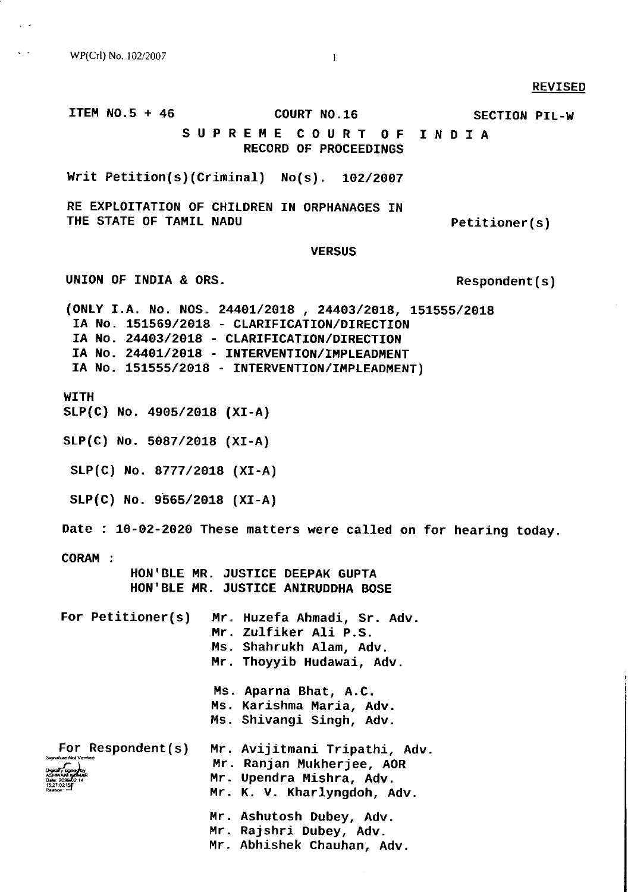REVISED

ITEM NO.5 + 46 COURT NO.16 SECTION PIL-W

**S U P R E M E C O U R T O F I N D I A**
**RECORD OF PROCEEDINGS**

Writ Petition(s)(Criminal) No(s). 102/2007

RE EXPLOITATION OF CHILDREN IN ORPHANAGES IN THE STATE OF TAMIL NADU Petitioner(s)

VERSUS

UNION OF INDIA & ORS. Respondent(s)

(ONLY I.A. No. NOS. 24401/2018 , 24403/2018, 151555/2018
IA No. 151569/2018 - CLARIFICATION/DIRECTION
IA No. 24403/2018 - CLARIFICATION/DIRECTION
IA No. 24401/2018 - INTERVENTION/IMPLEADMENT
IA No. 151555/2018 - INTERVENTION/IMPLEADMENT)

WITH
SLP(C) No. 4905/2018 (XI-A)

SLP(C) No. 5087/2018 (XI-A)

SLP(C) No. 8777/2018 (XI-A)

SLP(C) No. 9565/2018 (XI-A)

Date : 10-02-2020 These matters were called on for hearing today.

CORAM :
HON'BLE MR. JUSTICE DEEPAK GUPTA
HON'BLE MR. JUSTICE ANIRUDDHA BOSE

For Petitioner(s)
Mr. Huzefa Ahmadi, Sr. Adv.
Mr. Zulfiker Ali P.S.
Ms. Shahrukh Alam, Adv.
Mr. Thoyyib Hudawai, Adv.

Ms. Aparna Bhat, A.C.
Ms. Karishma Maria, Adv.
Ms. Shivangi Singh, Adv.

For Respondent(s)
Mr. Avijitmani Tripathi, Adv.
Mr. Ranjan Mukherjee, AOR
Mr. Upendra Mishra, Adv.
Mr. K. V. Kharlyngdoh, Adv.

Mr. Ashutosh Dubey, Adv.
Mr. Rajshri Dubey, Adv.
Mr. Abhishek Chauhan, Adv.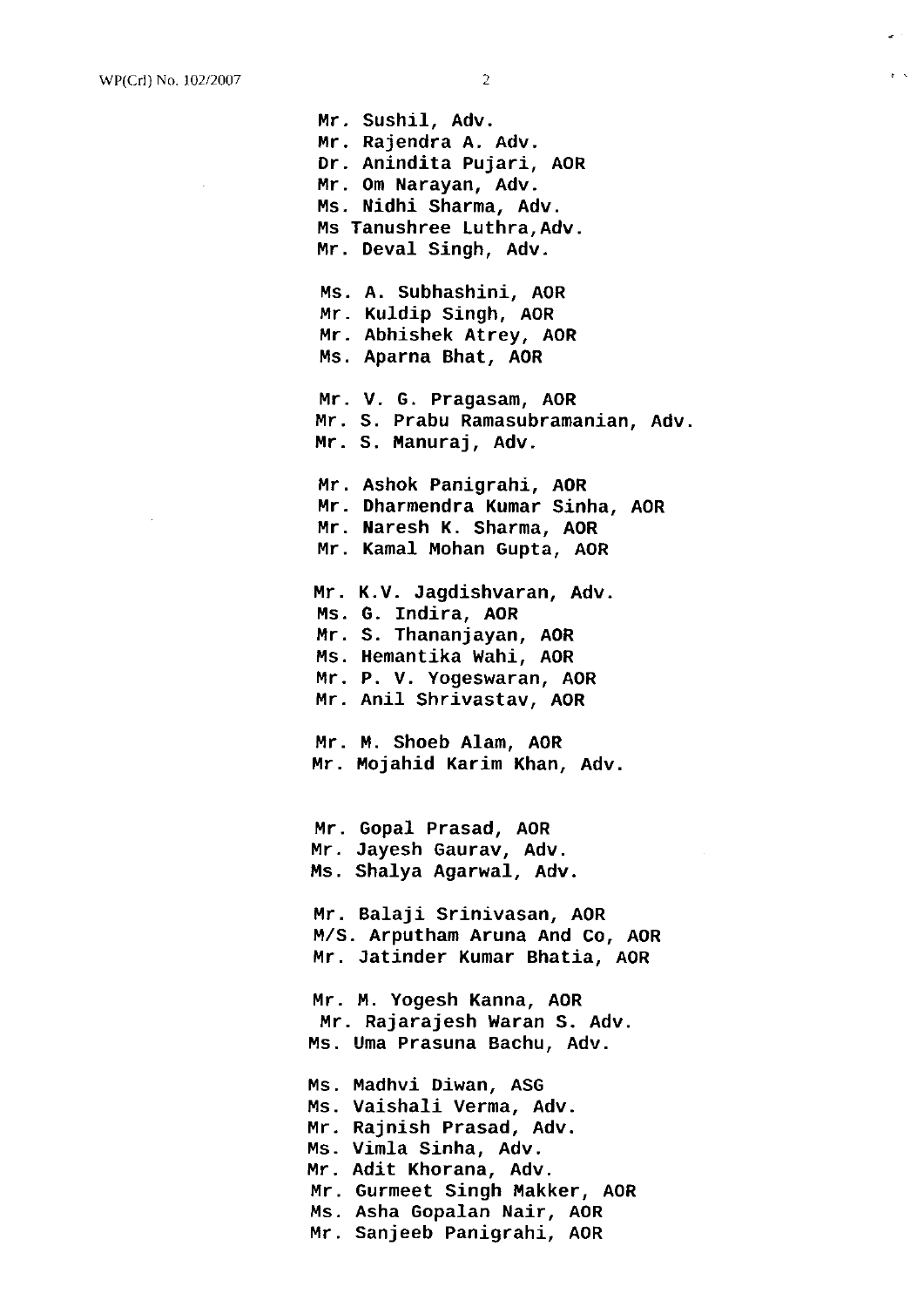Mr. Sushil, Adv.
Mr. Rajendra A. Adv.
Dr. Anindita Pujari, AOR
Mr. Om Narayan, Adv.
Ms. Nidhi Sharma, Adv.
Ms Tanushree Luthra,Adv.
Mr. Deval Singh, Adv.

Ms. A. Subhashini, AOR
Mr. Kuldip Singh, AOR
Mr. Abhishek Atrey, AOR
Ms. Aparna Bhat, AOR

Mr. V. G. Pragasam, AOR
Mr. S. Prabu Ramasubramanian, Adv.
Mr. S. Manuraj, Adv.

Mr. Ashok Panigrahi, AOR
Mr. Dharmendra Kumar Sinha, AOR
Mr. Naresh K. Sharma, AOR
Mr. Kamal Mohan Gupta, AOR

Mr. K.V. Jagdishvaran, Adv.
Ms. G. Indira, AOR
Mr. S. Thananjayan, AOR
Ms. Hemantika Wahi, AOR
Mr. P. V. Yogeswaran, AOR
Mr. Anil Shrivastav, AOR

Mr. M. Shoeb Alam, AOR
Mr. Mojahid Karim Khan, Adv.

Mr. Gopal Prasad, AOR
Mr. Jayesh Gaurav, Adv.
Ms. Shalya Agarwal, Adv.

Mr. Balaji Srinivasan, AOR
M/S. Arputham Aruna And Co, AOR
Mr. Jatinder Kumar Bhatia, AOR

Mr. M. Yogesh Kanna, AOR
Mr. Rajarajesh Waran S. Adv.
Ms. Uma Prasuna Bachu, Adv.

Ms. Madhvi Diwan, ASG
Ms. Vaishali Verma, Adv.
Mr. Rajnish Prasad, Adv.
Ms. Vimla Sinha, Adv.
Mr. Adit Khorana, Adv.
Mr. Gurmeet Singh Makker, AOR
Ms. Asha Gopalan Nair, AOR
Mr. Sanjeeb Panigrahi, AOR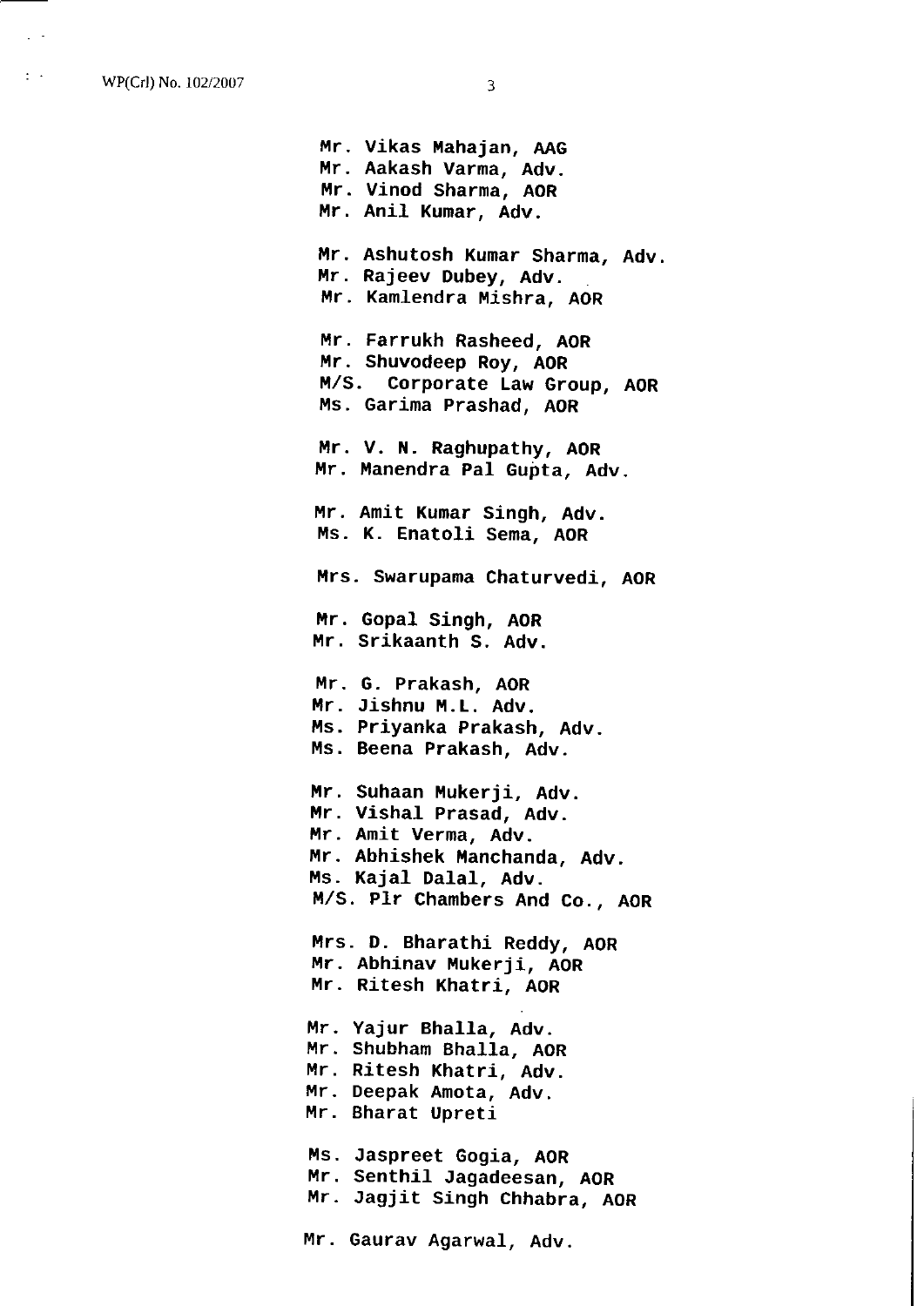Mr. Vikas Mahajan, AAG
Mr. Aakash Varma, Adv.
Mr. Vinod Sharma, AOR
Mr. Anil Kumar, Adv.

Mr. Ashutosh Kumar Sharma, Adv.
Mr. Rajeev Dubey, Adv.
Mr. Kamlendra Mishra, AOR

Mr. Farrukh Rasheed, AOR
Mr. Shuvodeep Roy, AOR
M/S. Corporate Law Group, AOR
Ms. Garima Prashad, AOR

Mr. V. N. Raghupathy, AOR
Mr. Manendra Pal Gupta, Adv.

Mr. Amit Kumar Singh, Adv.
Ms. K. Enatoli Sema, AOR

Mrs. Swarupama Chaturvedi, AOR

Mr. Gopal Singh, AOR
Mr. Srikaanth S. Adv.

Mr. G. Prakash, AOR
Mr. Jishnu M.L. Adv.
Ms. Priyanka Prakash, Adv.
Ms. Beena Prakash, Adv.

Mr. Suhaan Mukerji, Adv.
Mr. Vishal Prasad, Adv.
Mr. Amit Verma, Adv.
Mr. Abhishek Manchanda, Adv.
Ms. Kajal Dalal, Adv.
M/S. Plr Chambers And Co., AOR

Mrs. D. Bharathi Reddy, AOR
Mr. Abhinav Mukerji, AOR
Mr. Ritesh Khatri, AOR

Mr. Yajur Bhalla, Adv.
Mr. Shubham Bhalla, AOR
Mr. Ritesh Khatri, Adv.
Mr. Deepak Amota, Adv.
Mr. Bharat Upreti

Ms. Jaspreet Gogia, AOR
Mr. Senthil Jagadeesan, AOR
Mr. Jagjit Singh Chhabra, AOR

Mr. Gaurav Agarwal, Adv.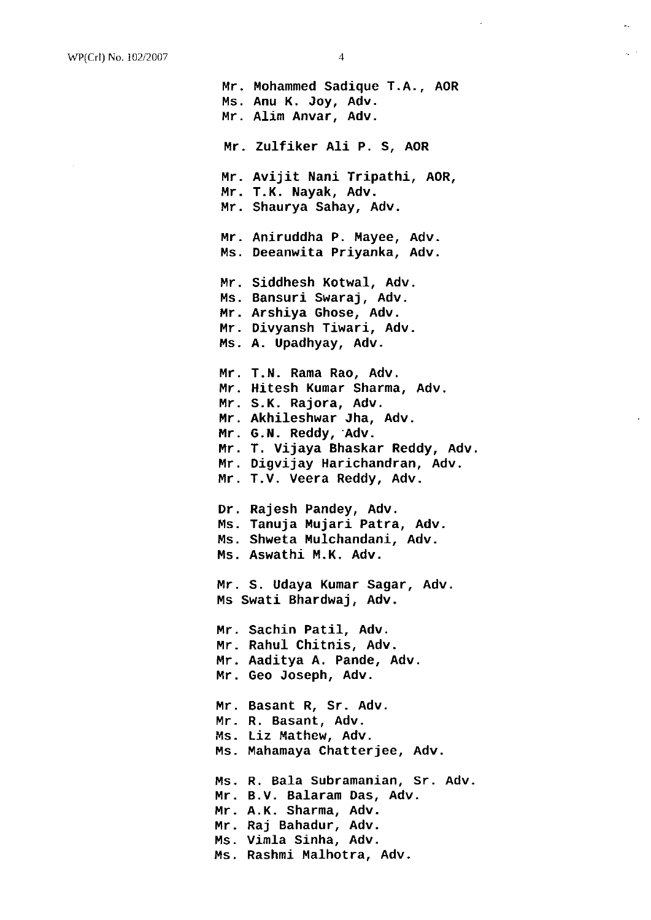Mr. Mohammed Sadique T.A., AOR
Ms. Anu K. Joy, Adv.
Mr. Alim Anvar, Adv.

Mr. Zulfiker Ali P. S, AOR

Mr. Avijit Nani Tripathi, AOR,
Mr. T.K. Nayak, Adv.
Mr. Shaurya Sahay, Adv.

Mr. Aniruddha P. Mayee, Adv.
Ms. Deeanwita Priyanka, Adv.

Mr. Siddhesh Kotwal, Adv.
Ms. Bansuri Swaraj, Adv.
Mr. Arshiya Ghose, Adv.
Mr. Divyansh Tiwari, Adv.
Ms. A. Upadhyay, Adv.

Mr. T.N. Rama Rao, Adv.
Mr. Hitesh Kumar Sharma, Adv.
Mr. S.K. Rajora, Adv.
Mr. Akhileshwar Jha, Adv.
Mr. G.N. Reddy, Adv.
Mr. T. Vijaya Bhaskar Reddy, Adv.
Mr. Digvijay Harichandran, Adv.
Mr. T.V. Veera Reddy, Adv.

Dr. Rajesh Pandey, Adv.
Ms. Tanuja Mujari Patra, Adv.
Ms. Shweta Mulchandani, Adv.
Ms. Aswathi M.K. Adv.

Mr. S. Udaya Kumar Sagar, Adv.
Ms Swati Bhardwaj, Adv.

Mr. Sachin Patil, Adv.
Mr. Rahul Chitnis, Adv.
Mr. Aaditya A. Pande, Adv.
Mr. Geo Joseph, Adv.

Mr. Basant R, Sr. Adv.
Mr. R. Basant, Adv.
Ms. Liz Mathew, Adv.
Ms. Mahamaya Chatterjee, Adv.

Ms. R. Bala Subramanian, Sr. Adv.
Mr. B.V. Balaram Das, Adv.
Mr. A.K. Sharma, Adv.
Mr. Raj Bahadur, Adv.
Ms. Vimla Sinha, Adv.
Ms. Rashmi Malhotra, Adv.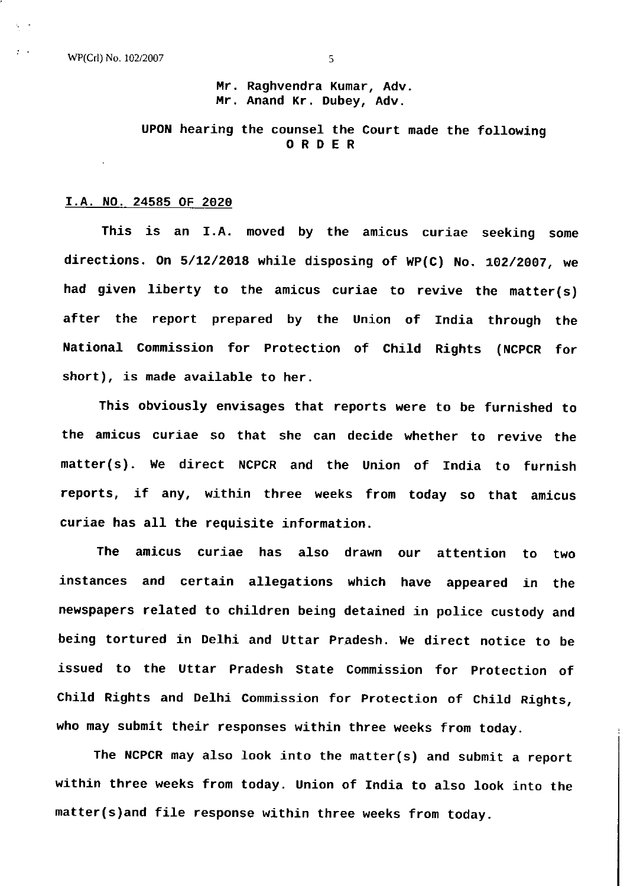Mr. Raghvendra Kumar, Adv.
Mr. Anand Kr. Dubey, Adv.

UPON hearing the counsel the Court made the following

**O R D E R**

**I.A. NO. 24585 OF 2020**

This is an I.A. moved by the amicus curiae seeking some directions. On 5/12/2018 while disposing of WP(C) No. 102/2007, we had given liberty to the amicus curiae to revive the matter(s) after the report prepared by the Union of India through the National Commission for Protection of Child Rights (NCPCR for short), is made available to her.

This obviously envisages that reports were to be furnished to the amicus curiae so that she can decide whether to revive the matter(s). We direct NCPCR and the Union of India to furnish reports, if any, within three weeks from today so that amicus curiae has all the requisite information.

The amicus curiae has also drawn our attention to two instances and certain allegations which have appeared in the newspapers related to children being detained in police custody and being tortured in Delhi and Uttar Pradesh. We direct notice to be issued to the Uttar Pradesh State Commission for Protection of Child Rights and Delhi Commission for Protection of Child Rights, who may submit their responses within three weeks from today.

The NCPCR may also look into the matter(s) and submit a report within three weeks from today. Union of India to also look into the matter(s)and file response within three weeks from today.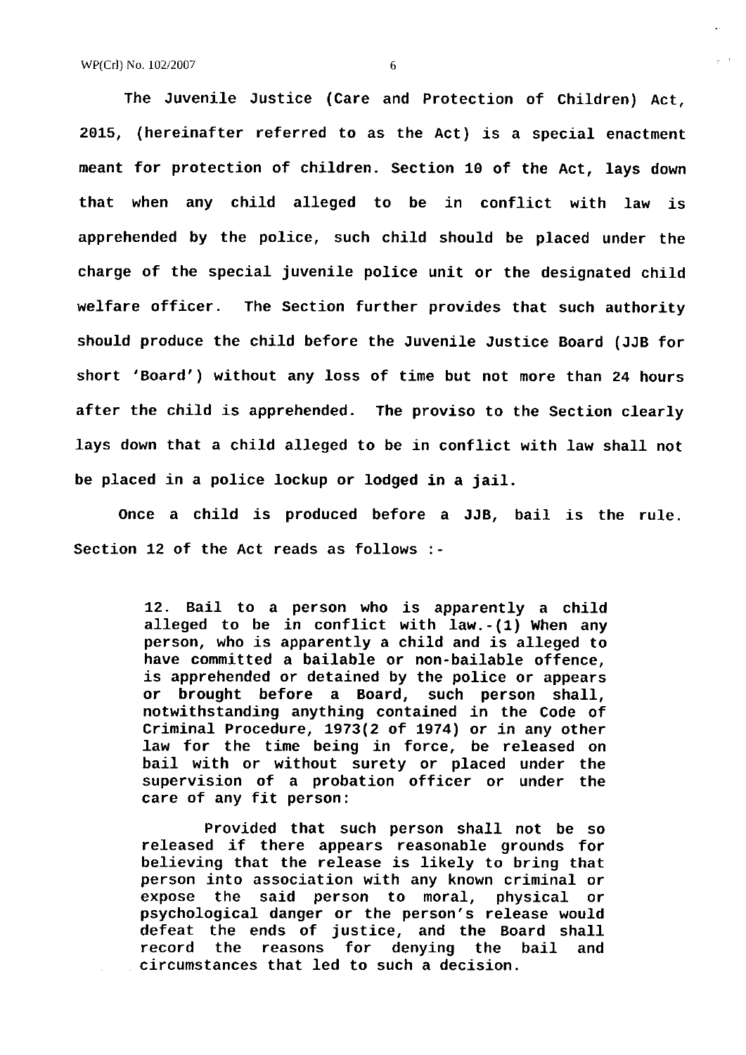The Juvenile Justice (Care and Protection of Children) Act, 2015, (hereinafter referred to as the Act) is a special enactment meant for protection of children. Section 10 of the Act, lays down that when any child alleged to be in conflict with law is apprehended by the police, such child should be placed under the charge of the special juvenile police unit or the designated child welfare officer. The Section further provides that such authority should produce the child before the Juvenile Justice Board (JJB for short 'Board') without any loss of time but not more than 24 hours after the child is apprehended. The proviso to the Section clearly lays down that a child alleged to be in conflict with law shall not be placed in a police lockup or lodged in a jail.

Once a child is produced before a JJB, bail is the rule. Section 12 of the Act reads as follows :-

> 12. Bail to a person who is apparently a child alleged to be in conflict with law.-(1) When any person, who is apparently a child and is alleged to have committed a bailable or non-bailable offence, is apprehended or detained by the police or appears or brought before a Board, such person shall, notwithstanding anything contained in the Code of Criminal Procedure, 1973(2 of 1974) or in any other law for the time being in force, be released on bail with or without surety or placed under the supervision of a probation officer or under the care of any fit person:
>
> Provided that such person shall not be so released if there appears reasonable grounds for believing that the release is likely to bring that person into association with any known criminal or expose the said person to moral, physical or psychological danger or the person's release would defeat the ends of justice, and the Board shall record the reasons for denying the bail and circumstances that led to such a decision.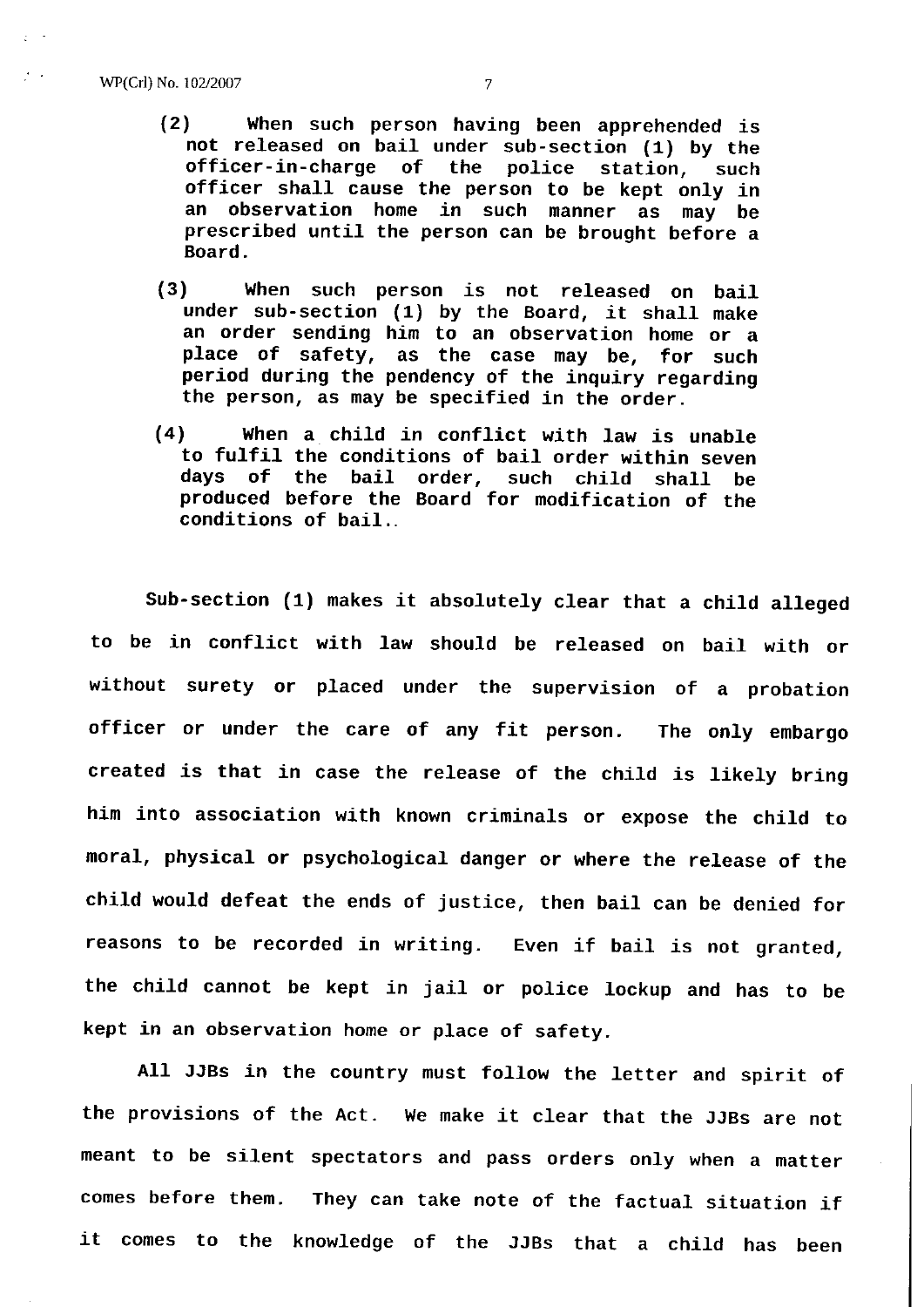(2) When such person having been apprehended is not released on bail under sub-section (1) by the officer-in-charge of the police station, such officer shall cause the person to be kept only in an observation home in such manner as may be prescribed until the person can be brought before a Board.

(3) When such person is not released on bail under sub-section (1) by the Board, it shall make an order sending him to an observation home or a place of safety, as the case may be, for such period during the pendency of the inquiry regarding the person, as may be specified in the order.

(4) When a child in conflict with law is unable to fulfil the conditions of bail order within seven days of the bail order, such child shall be produced before the Board for modification of the conditions of bail..

Sub-section (1) makes it absolutely clear that a child alleged to be in conflict with law should be released on bail with or without surety or placed under the supervision of a probation officer or under the care of any fit person. The only embargo created is that in case the release of the child is likely bring him into association with known criminals or expose the child to moral, physical or psychological danger or where the release of the child would defeat the ends of justice, then bail can be denied for reasons to be recorded in writing. Even if bail is not granted, the child cannot be kept in jail or police lockup and has to be kept in an observation home or place of safety.

All JJBs in the country must follow the letter and spirit of the provisions of the Act. We make it clear that the JJBs are not meant to be silent spectators and pass orders only when a matter comes before them. They can take note of the factual situation if it comes to the knowledge of the JJBs that a child has been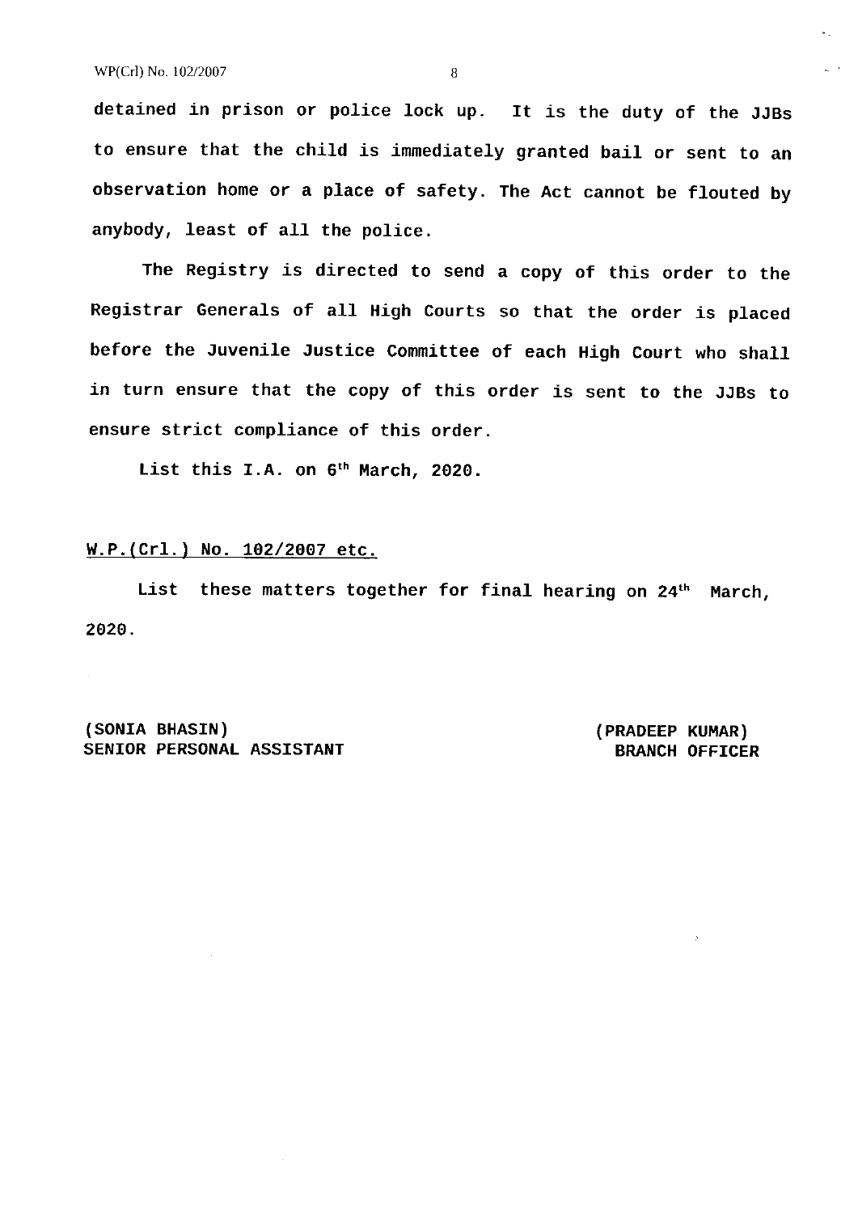detained in prison or police lock up. It is the duty of the JJBs to ensure that the child is immediately granted bail or sent to an observation home or a place of safety. The Act cannot be flouted by anybody, least of all the police.

The Registry is directed to send a copy of this order to the Registrar Generals of all High Courts so that the order is placed before the Juvenile Justice Committee of each High Court who shall in turn ensure that the copy of this order is sent to the JJBs to ensure strict compliance of this order.

List this I.A. on 6th March, 2020.

<u>W.P.(Crl.) No. 102/2007 etc.</u>

List these matters together for final hearing on 24th March, 2020.

(SONIA BHASIN)
SENIOR PERSONAL ASSISTANT

(PRADEEP KUMAR)
BRANCH OFFICER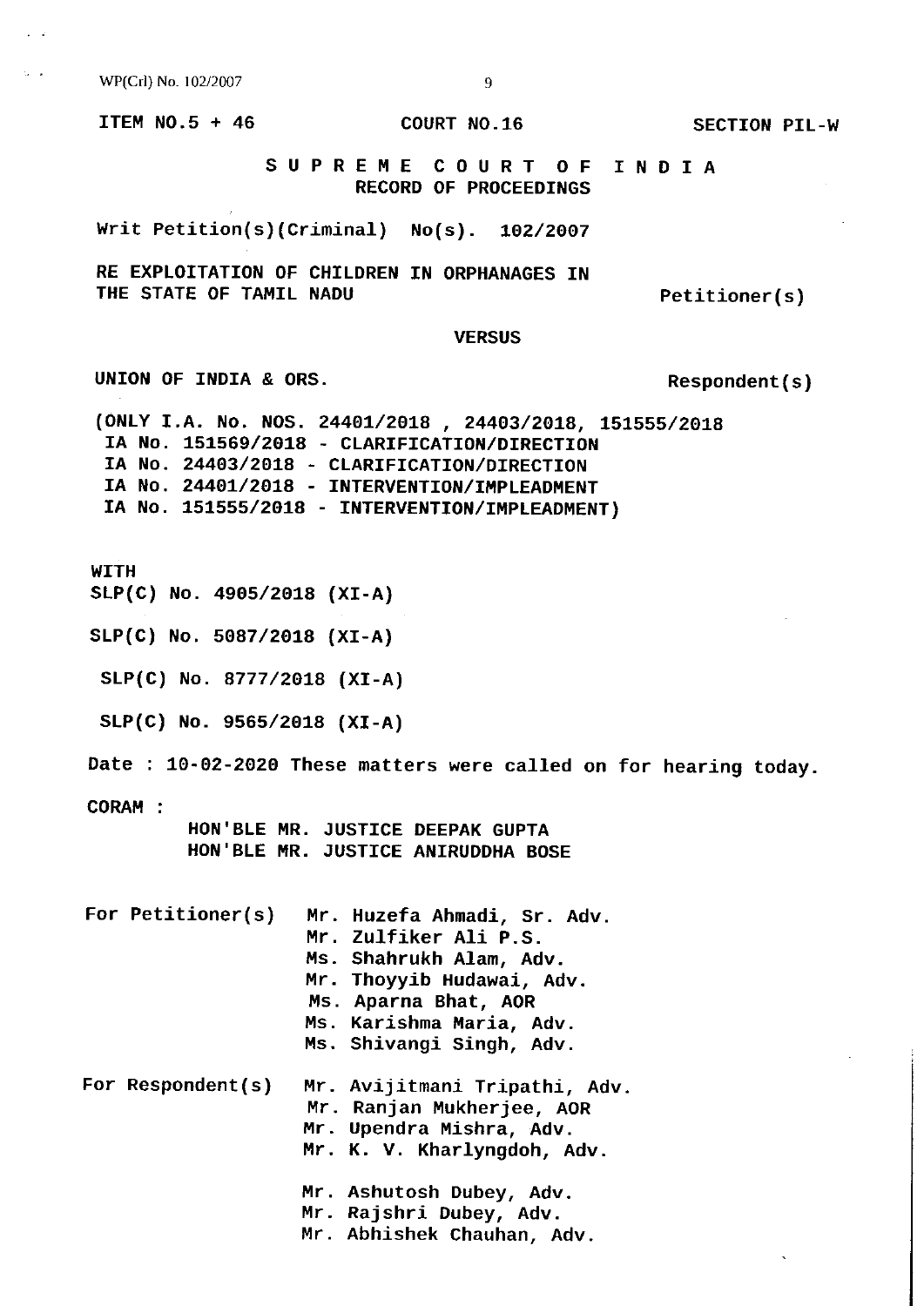ITEM NO.5 + 46 COURT NO.16 SECTION PIL-W

# S U P R E M E C O U R T O F I N D I A
## RECORD OF PROCEEDINGS

Writ Petition(s)(Criminal) No(s). 102/2007

RE EXPLOITATION OF CHILDREN IN ORPHANAGES IN THE STATE OF TAMIL NADU Petitioner(s)

**VERSUS**

UNION OF INDIA & ORS. Respondent(s)

(ONLY I.A. No. NOS. 24401/2018 , 24403/2018, 151555/2018
IA No. 151569/2018 - CLARIFICATION/DIRECTION
IA No. 24403/2018 - CLARIFICATION/DIRECTION
IA No. 24401/2018 - INTERVENTION/IMPLEADMENT
IA No. 151555/2018 - INTERVENTION/IMPLEADMENT)

WITH
SLP(C) No. 4905/2018 (XI-A)

SLP(C) No. 5087/2018 (XI-A)

SLP(C) No. 8777/2018 (XI-A)

SLP(C) No. 9565/2018 (XI-A)

Date : 10-02-2020 These matters were called on for hearing today.

CORAM :
HON'BLE MR. JUSTICE DEEPAK GUPTA
HON'BLE MR. JUSTICE ANIRUDDHA BOSE

For Petitioner(s)
Mr. Huzefa Ahmadi, Sr. Adv.
Mr. Zulfiker Ali P.S.
Ms. Shahrukh Alam, Adv.
Mr. Thoyyib Hudawai, Adv.
Ms. Aparna Bhat, AOR
Ms. Karishma Maria, Adv.
Ms. Shivangi Singh, Adv.

For Respondent(s)
Mr. Avijitmani Tripathi, Adv.
Mr. Ranjan Mukherjee, AOR
Mr. Upendra Mishra, Adv.
Mr. K. V. Kharlyngdoh, Adv.

Mr. Ashutosh Dubey, Adv.
Mr. Rajshri Dubey, Adv.
Mr. Abhishek Chauhan, Adv.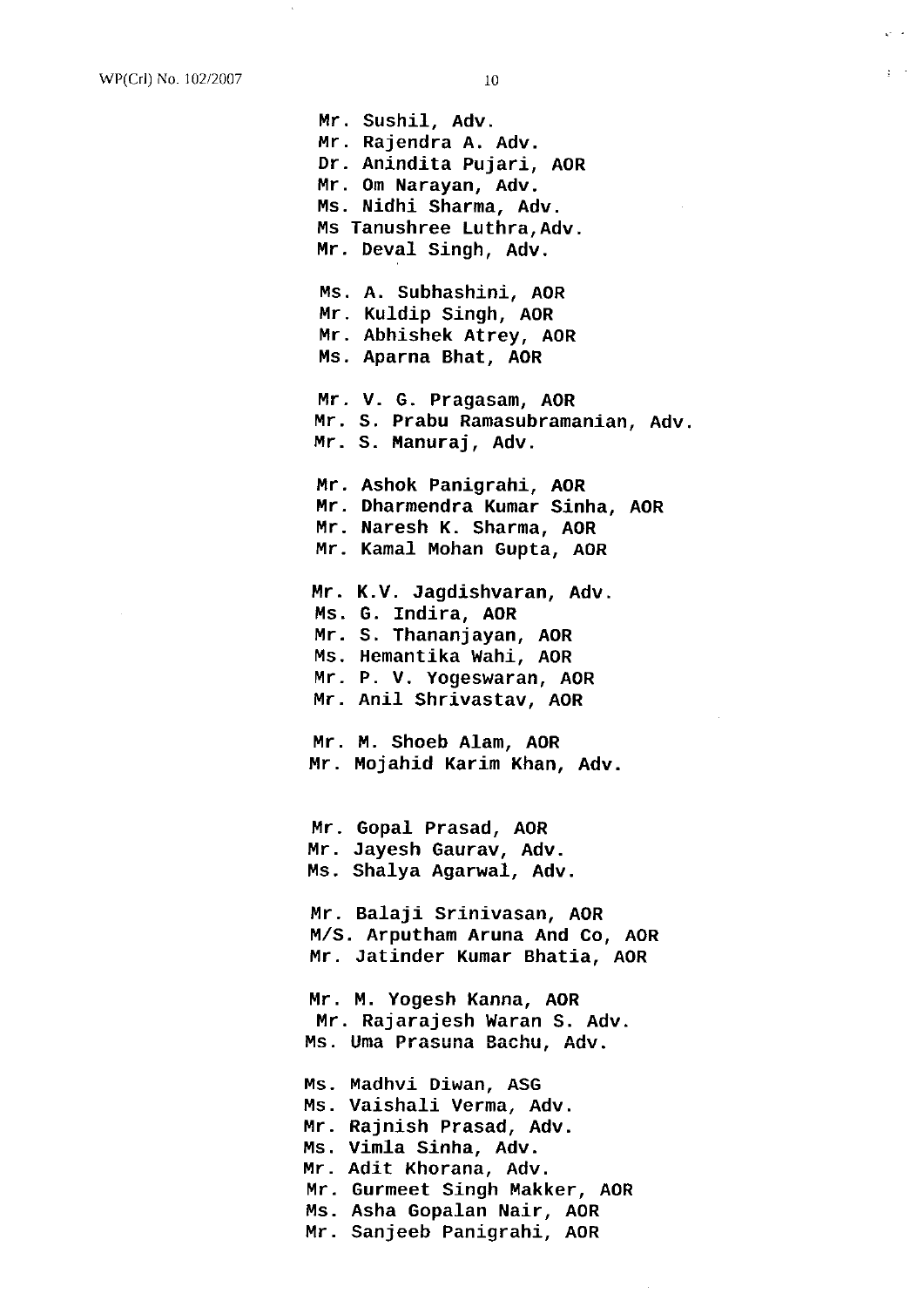Mr. Sushil, Adv.
Mr. Rajendra A. Adv.
Dr. Anindita Pujari, AOR
Mr. Om Narayan, Adv.
Ms. Nidhi Sharma, Adv.
Ms Tanushree Luthra,Adv.
Mr. Deval Singh, Adv.

Ms. A. Subhashini, AOR
Mr. Kuldip Singh, AOR
Mr. Abhishek Atrey, AOR
Ms. Aparna Bhat, AOR

Mr. V. G. Pragasam, AOR
Mr. S. Prabu Ramasubramanian, Adv.
Mr. S. Manuraj, Adv.

Mr. Ashok Panigrahi, AOR
Mr. Dharmendra Kumar Sinha, AOR
Mr. Naresh K. Sharma, AOR
Mr. Kamal Mohan Gupta, AOR

Mr. K.V. Jagdishvaran, Adv.
Ms. G. Indira, AOR
Mr. S. Thananjayan, AOR
Ms. Hemantika Wahi, AOR
Mr. P. V. Yogeswaran, AOR
Mr. Anil Shrivastav, AOR

Mr. M. Shoeb Alam, AOR
Mr. Mojahid Karim Khan, Adv.

Mr. Gopal Prasad, AOR
Mr. Jayesh Gaurav, Adv.
Ms. Shalya Agarwal, Adv.

Mr. Balaji Srinivasan, AOR
M/S. Arputham Aruna And Co, AOR
Mr. Jatinder Kumar Bhatia, AOR

Mr. M. Yogesh Kanna, AOR
Mr. Rajarajesh Waran S. Adv.
Ms. Uma Prasuna Bachu, Adv.

Ms. Madhvi Diwan, ASG
Ms. Vaishali Verma, Adv.
Mr. Rajnish Prasad, Adv.
Ms. Vimla Sinha, Adv.
Mr. Adit Khorana, Adv.
Mr. Gurmeet Singh Makker, AOR
Ms. Asha Gopalan Nair, AOR
Mr. Sanjeeb Panigrahi, AOR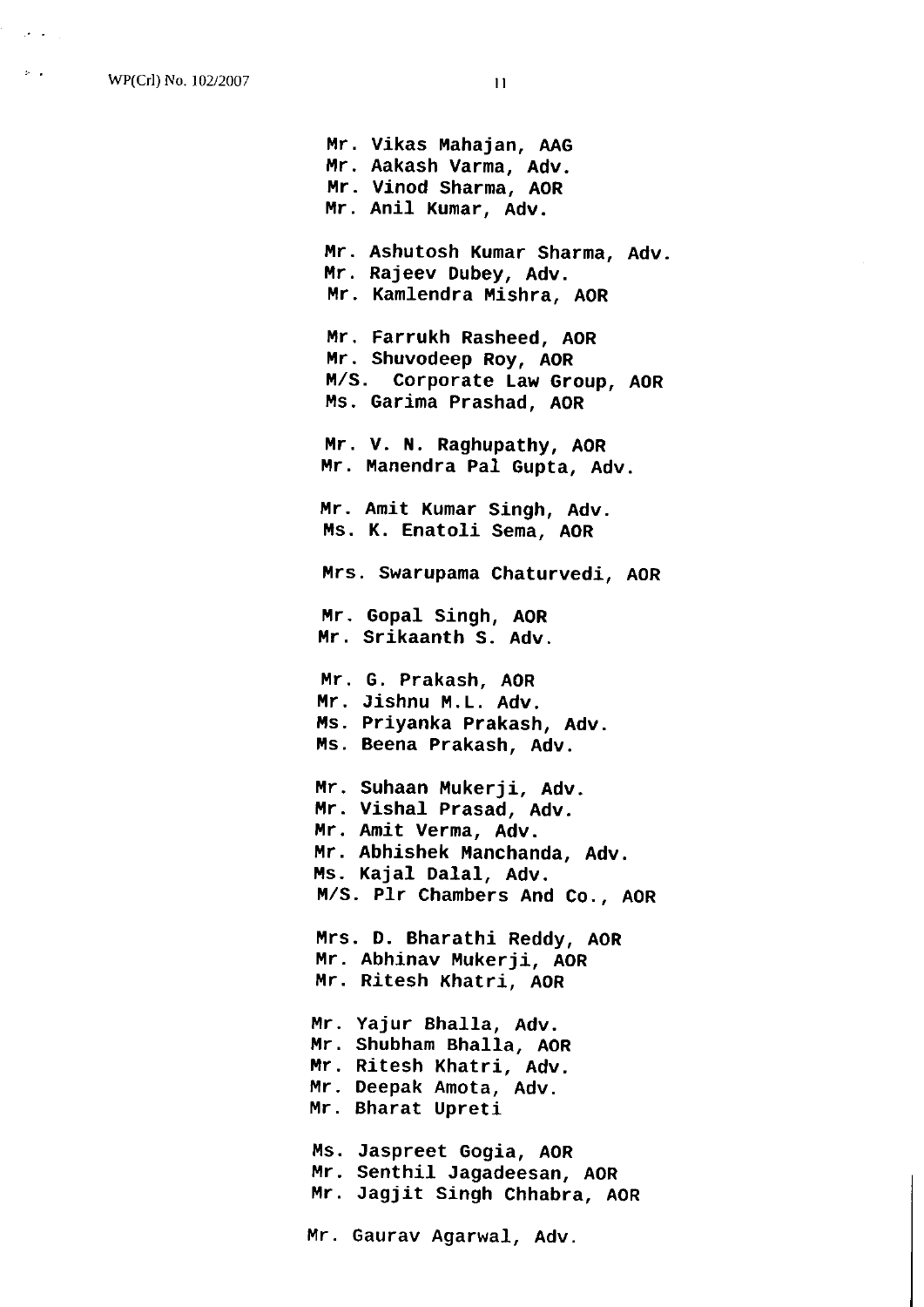Mr. Vikas Mahajan, AAG
Mr. Aakash Varma, Adv.
Mr. Vinod Sharma, AOR
Mr. Anil Kumar, Adv.

Mr. Ashutosh Kumar Sharma, Adv.
Mr. Rajeev Dubey, Adv.
Mr. Kamlendra Mishra, AOR

Mr. Farrukh Rasheed, AOR
Mr. Shuvodeep Roy, AOR
M/S. Corporate Law Group, AOR
Ms. Garima Prashad, AOR

Mr. V. N. Raghupathy, AOR
Mr. Manendra Pal Gupta, Adv.

Mr. Amit Kumar Singh, Adv.
Ms. K. Enatoli Sema, AOR

Mrs. Swarupama Chaturvedi, AOR

Mr. Gopal Singh, AOR
Mr. Srikaanth S. Adv.

Mr. G. Prakash, AOR
Mr. Jishnu M.L. Adv.
Ms. Priyanka Prakash, Adv.
Ms. Beena Prakash, Adv.

Mr. Suhaan Mukerji, Adv.
Mr. Vishal Prasad, Adv.
Mr. Amit Verma, Adv.
Mr. Abhishek Manchanda, Adv.
Ms. Kajal Dalal, Adv.
M/S. Plr Chambers And Co., AOR

Mrs. D. Bharathi Reddy, AOR
Mr. Abhinav Mukerji, AOR
Mr. Ritesh Khatri, AOR

Mr. Yajur Bhalla, Adv.
Mr. Shubham Bhalla, AOR
Mr. Ritesh Khatri, Adv.
Mr. Deepak Amota, Adv.
Mr. Bharat Upreti

Ms. Jaspreet Gogia, AOR
Mr. Senthil Jagadeesan, AOR
Mr. Jagjit Singh Chhabra, AOR

Mr. Gaurav Agarwal, Adv.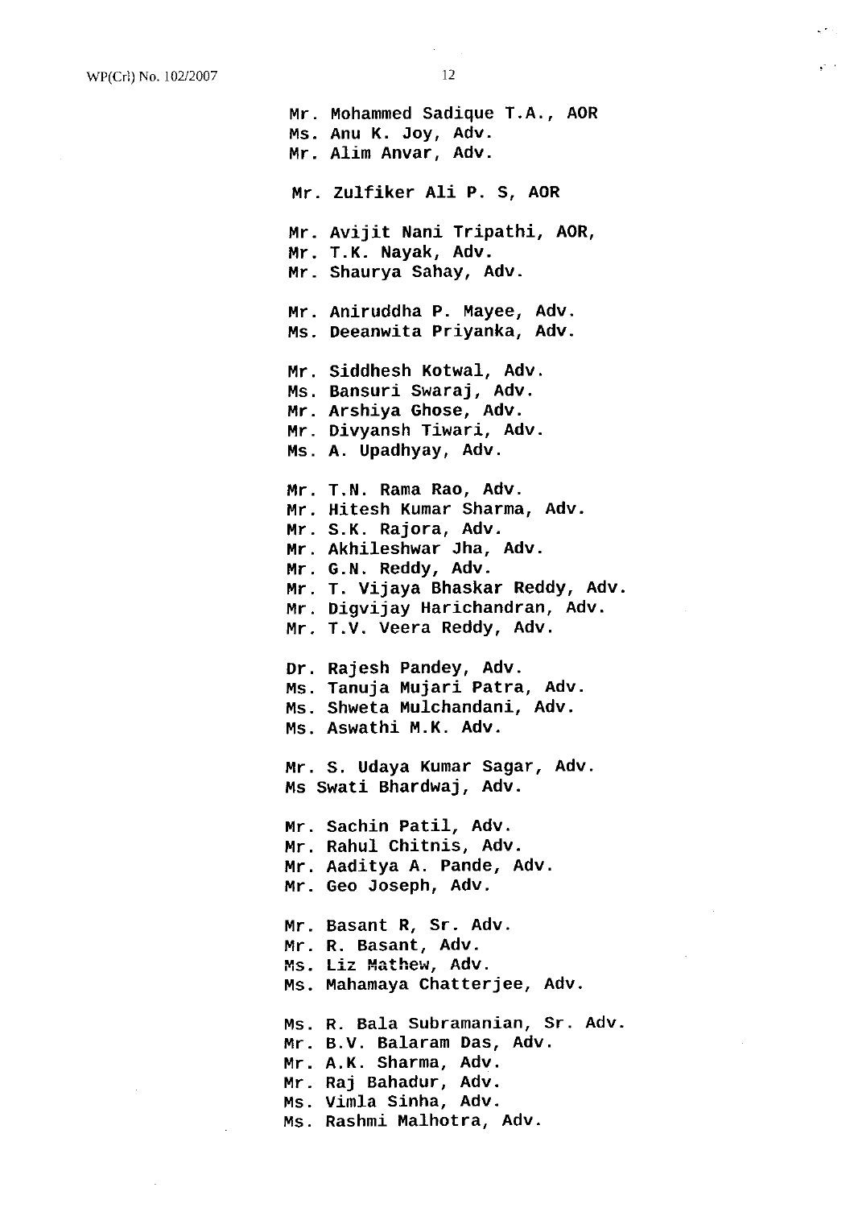Mr. Mohammed Sadique T.A., AOR
Ms. Anu K. Joy, Adv.
Mr. Alim Anvar, Adv.

Mr. Zulfiker Ali P. S, AOR

Mr. Avijit Nani Tripathi, AOR,
Mr. T.K. Nayak, Adv.
Mr. Shaurya Sahay, Adv.

Mr. Aniruddha P. Mayee, Adv.
Ms. Deeanwita Priyanka, Adv.

Mr. Siddhesh Kotwal, Adv.
Ms. Bansuri Swaraj, Adv.
Mr. Arshiya Ghose, Adv.
Mr. Divyansh Tiwari, Adv.
Ms. A. Upadhyay, Adv.

Mr. T.N. Rama Rao, Adv.
Mr. Hitesh Kumar Sharma, Adv.
Mr. S.K. Rajora, Adv.
Mr. Akhileshwar Jha, Adv.
Mr. G.N. Reddy, Adv.
Mr. T. Vijaya Bhaskar Reddy, Adv.
Mr. Digvijay Harichandran, Adv.
Mr. T.V. Veera Reddy, Adv.

Dr. Rajesh Pandey, Adv.
Ms. Tanuja Mujari Patra, Adv.
Ms. Shweta Mulchandani, Adv.
Ms. Aswathi M.K. Adv.

Mr. S. Udaya Kumar Sagar, Adv.
Ms Swati Bhardwaj, Adv.

Mr. Sachin Patil, Adv.
Mr. Rahul Chitnis, Adv.
Mr. Aaditya A. Pande, Adv.
Mr. Geo Joseph, Adv.

Mr. Basant R, Sr. Adv.
Mr. R. Basant, Adv.
Ms. Liz Mathew, Adv.
Ms. Mahamaya Chatterjee, Adv.

Ms. R. Bala Subramanian, Sr. Adv.
Mr. B.V. Balaram Das, Adv.
Mr. A.K. Sharma, Adv.
Mr. Raj Bahadur, Adv.
Ms. Vimla Sinha, Adv.
Ms. Rashmi Malhotra, Adv.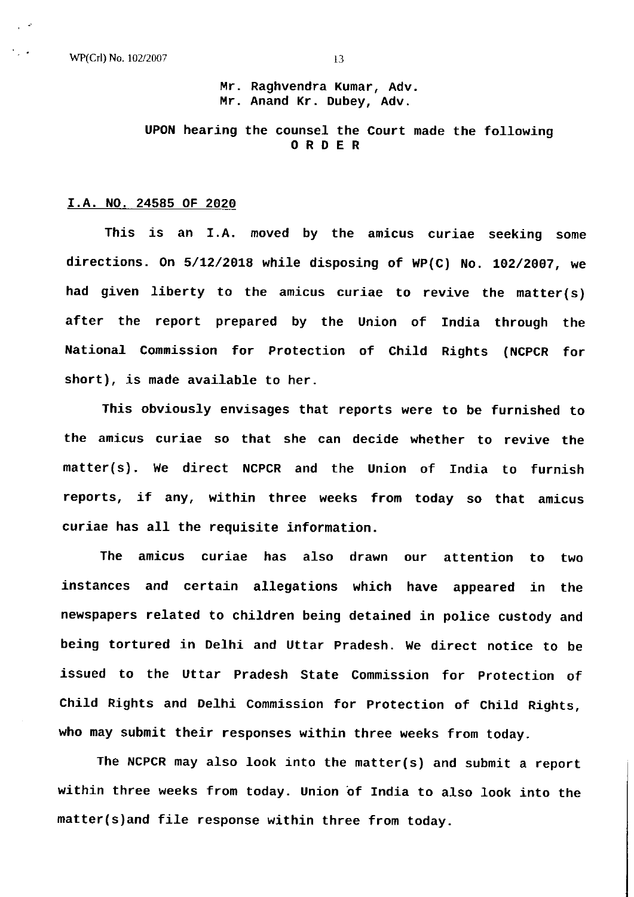Mr. Raghvendra Kumar, Adv.
Mr. Anand Kr. Dubey, Adv.

**UPON hearing the counsel the Court made the following**
**O R D E R**

**I.A. NO. 24585 OF 2020**

This is an I.A. moved by the amicus curiae seeking some directions. On 5/12/2018 while disposing of WP(C) No. 102/2007, we had given liberty to the amicus curiae to revive the matter(s) after the report prepared by the Union of India through the National Commission for Protection of Child Rights (NCPCR for short), is made available to her.

This obviously envisages that reports were to be furnished to the amicus curiae so that she can decide whether to revive the matter(s). We direct NCPCR and the Union of India to furnish reports, if any, within three weeks from today so that amicus curiae has all the requisite information.

The amicus curiae has also drawn our attention to two instances and certain allegations which have appeared in the newspapers related to children being detained in police custody and being tortured in Delhi and Uttar Pradesh. We direct notice to be issued to the Uttar Pradesh State Commission for Protection of Child Rights and Delhi Commission for Protection of Child Rights, who may submit their responses within three weeks from today.

The NCPCR may also look into the matter(s) and submit a report within three weeks from today. Union of India to also look into the matter(s)and file response within three from today.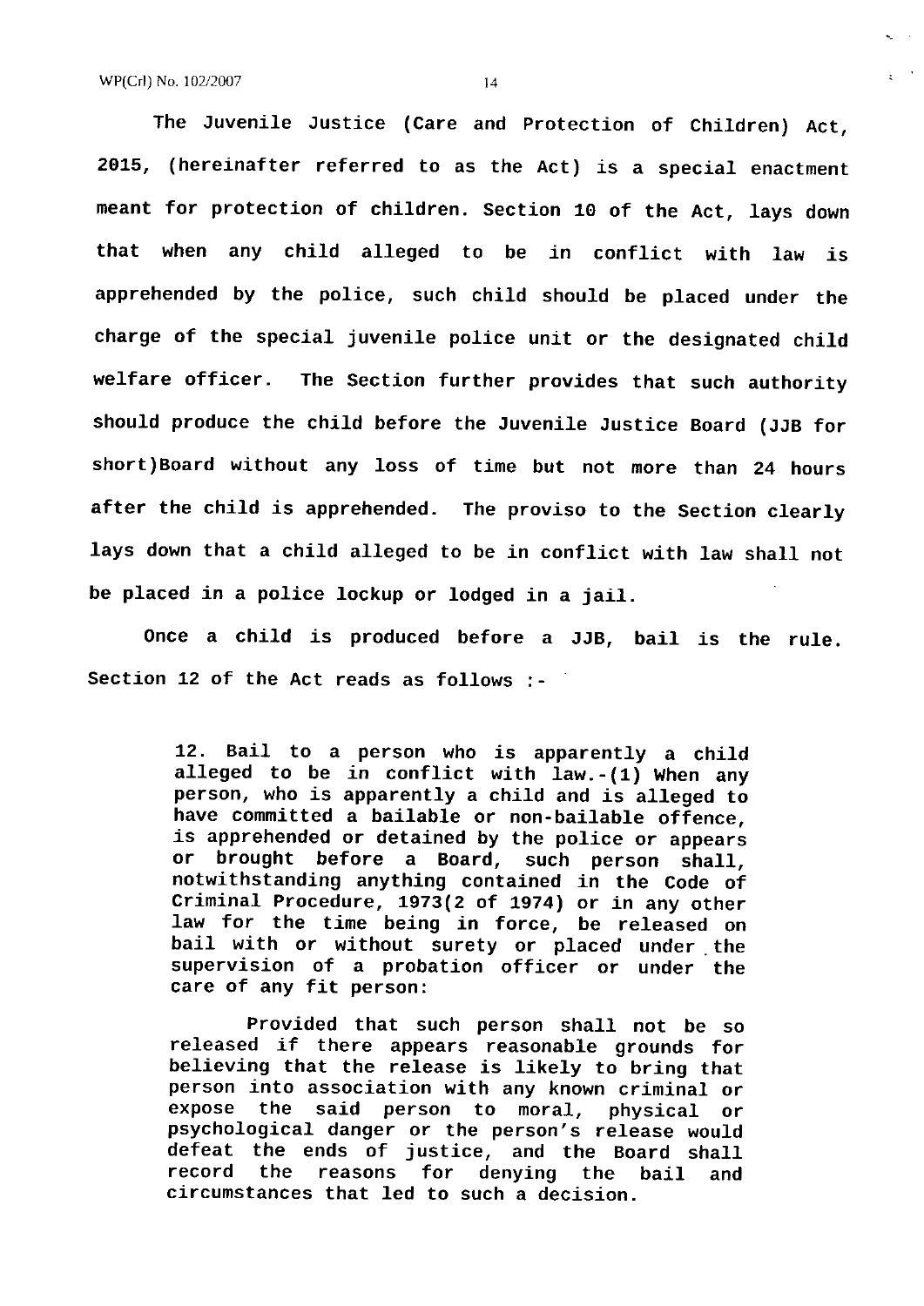The Juvenile Justice (Care and Protection of Children) Act, 2015, (hereinafter referred to as the Act) is a special enactment meant for protection of children. Section 10 of the Act, lays down that when any child alleged to be in conflict with law is apprehended by the police, such child should be placed under the charge of the special juvenile police unit or the designated child welfare officer. The Section further provides that such authority should produce the child before the Juvenile Justice Board (JJB for short)Board without any loss of time but not more than 24 hours after the child is apprehended. The proviso to the Section clearly lays down that a child alleged to be in conflict with law shall not be placed in a police lockup or lodged in a jail.

Once a child is produced before a JJB, bail is the rule. Section 12 of the Act reads as follows :-

> 12. Bail to a person who is apparently a child alleged to be in conflict with law.-(1) When any person, who is apparently a child and is alleged to have committed a bailable or non-bailable offence, is apprehended or detained by the police or appears or brought before a Board, such person shall, notwithstanding anything contained in the Code of Criminal Procedure, 1973(2 of 1974) or in any other law for the time being in force, be released on bail with or without surety or placed under the supervision of a probation officer or under the care of any fit person:
>
> Provided that such person shall not be so released if there appears reasonable grounds for believing that the release is likely to bring that person into association with any known criminal or expose the said person to moral, physical or psychological danger or the person's release would defeat the ends of justice, and the Board shall record the reasons for denying the bail and circumstances that led to such a decision.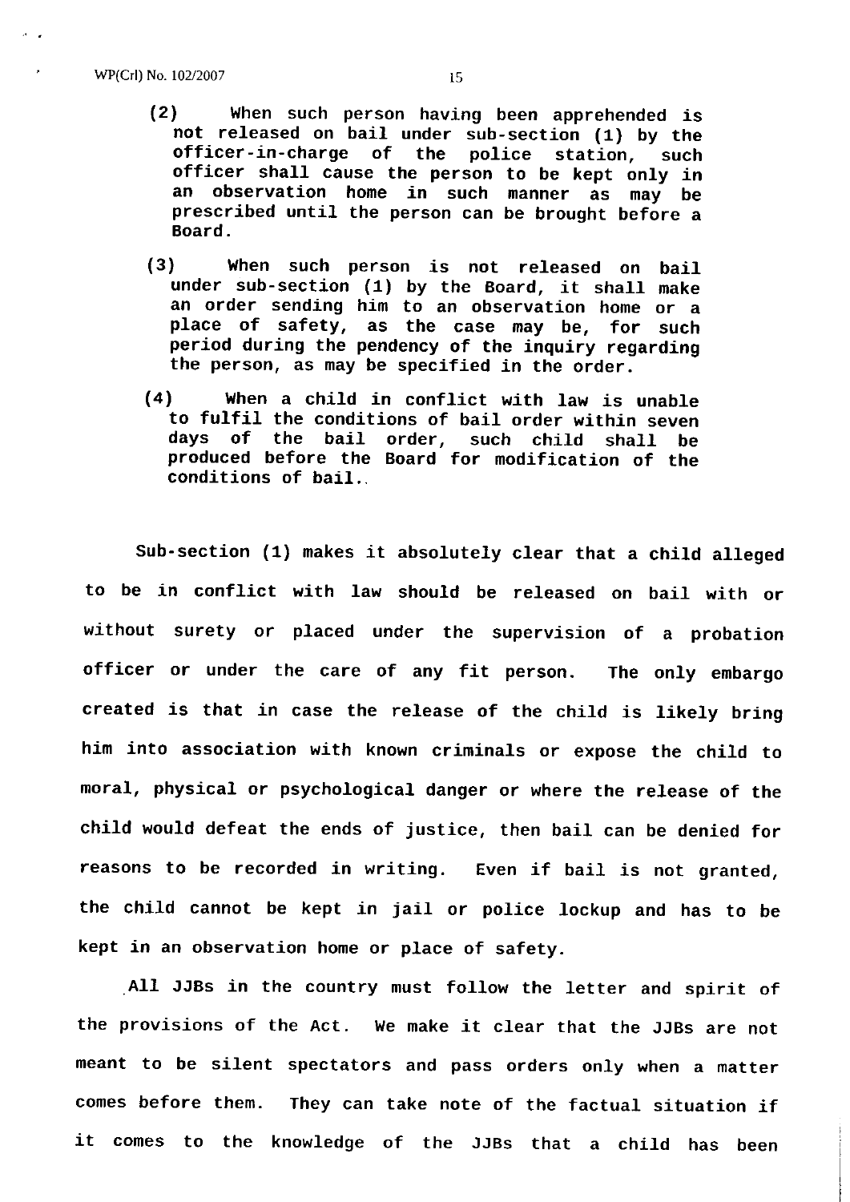(2) When such person having been apprehended is not released on bail under sub-section (1) by the officer-in-charge of the police station, such officer shall cause the person to be kept only in an observation home in such manner as may be prescribed until the person can be brought before a Board.

(3) When such person is not released on bail under sub-section (1) by the Board, it shall make an order sending him to an observation home or a place of safety, as the case may be, for such period during the pendency of the inquiry regarding the person, as may be specified in the order.

(4) When a child in conflict with law is unable to fulfil the conditions of bail order within seven days of the bail order, such child shall be produced before the Board for modification of the conditions of bail.

Sub-section (1) makes it absolutely clear that a child alleged to be in conflict with law should be released on bail with or without surety or placed under the supervision of a probation officer or under the care of any fit person. The only embargo created is that in case the release of the child is likely bring him into association with known criminals or expose the child to moral, physical or psychological danger or where the release of the child would defeat the ends of justice, then bail can be denied for reasons to be recorded in writing. Even if bail is not granted, the child cannot be kept in jail or police lockup and has to be kept in an observation home or place of safety.

All JJBs in the country must follow the letter and spirit of the provisions of the Act. We make it clear that the JJBs are not meant to be silent spectators and pass orders only when a matter comes before them. They can take note of the factual situation if it comes to the knowledge of the JJBs that a child has been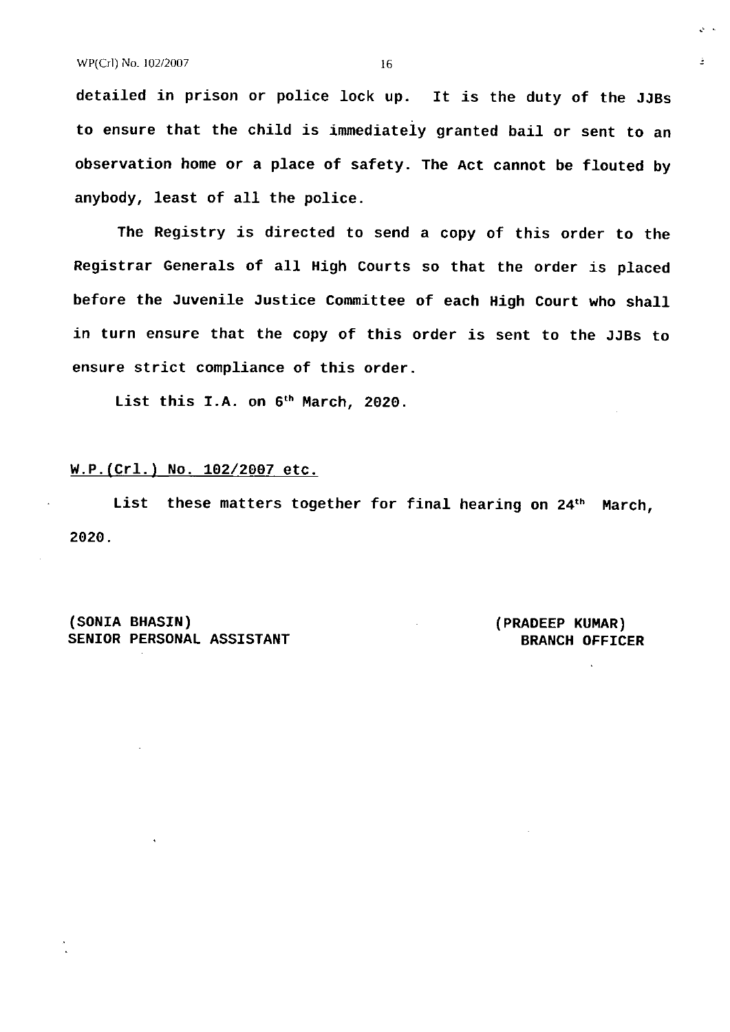detailed in prison or police lock up. It is the duty of the JJBs to ensure that the child is immediately granted bail or sent to an observation home or a place of safety. The Act cannot be flouted by anybody, least of all the police.

The Registry is directed to send a copy of this order to the Registrar Generals of all High Courts so that the order is placed before the Juvenile Justice Committee of each High Court who shall in turn ensure that the copy of this order is sent to the JJBs to ensure strict compliance of this order.

List this I.A. on 6th March, 2020.

<u>W.P.(Crl.) No. 102/2007 etc.</u>

List these matters together for final hearing on 24th March, 2020.

(SONIA BHASIN)
SENIOR PERSONAL ASSISTANT

(PRADEEP KUMAR)
BRANCH OFFICER